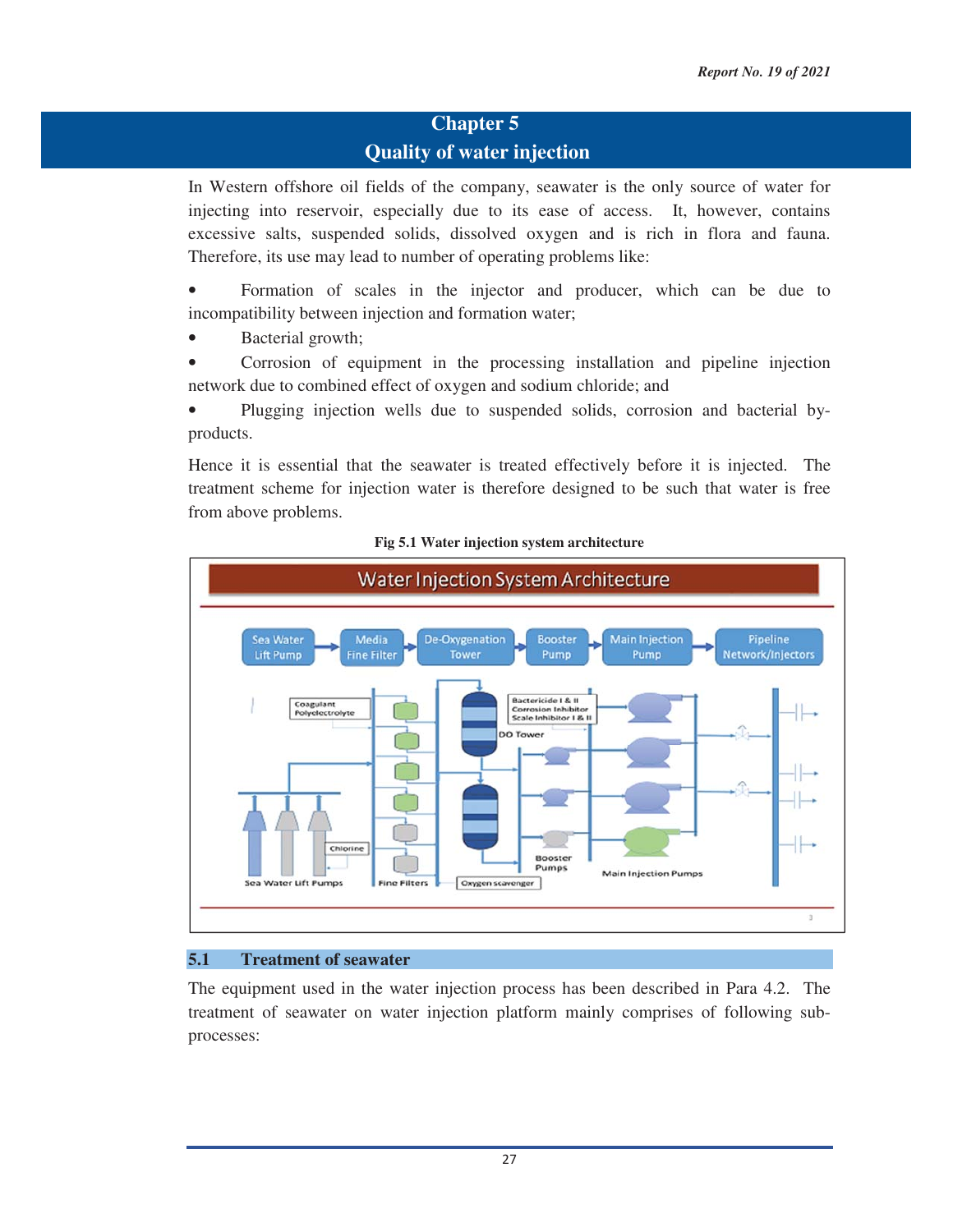# Chapter 5
# Quality of water injection

In Western offshore oil fields of the company, seawater is the only source of water for injecting into reservoir, especially due to its ease of access. It, however, contains excessive salts, suspended solids, dissolved oxygen and is rich in flora and fauna. Therefore, its use may lead to number of operating problems like:

- Formation of scales in the injector and producer, which can be due to incompatibility between injection and formation water;
- Bacterial growth;
- Corrosion of equipment in the processing installation and pipeline injection network due to combined effect of oxygen and sodium chloride; and
- Plugging injection wells due to suspended solids, corrosion and bacterial by-products.

Hence it is essential that the seawater is treated effectively before it is injected. The treatment scheme for injection water is therefore designed to be such that water is free from above problems.

**Fig 5.1 Water injection system architecture**

## 5.1 Treatment of seawater

The equipment used in the water injection process has been described in Para 4.2. The treatment of seawater on water injection platform mainly comprises of following sub-processes: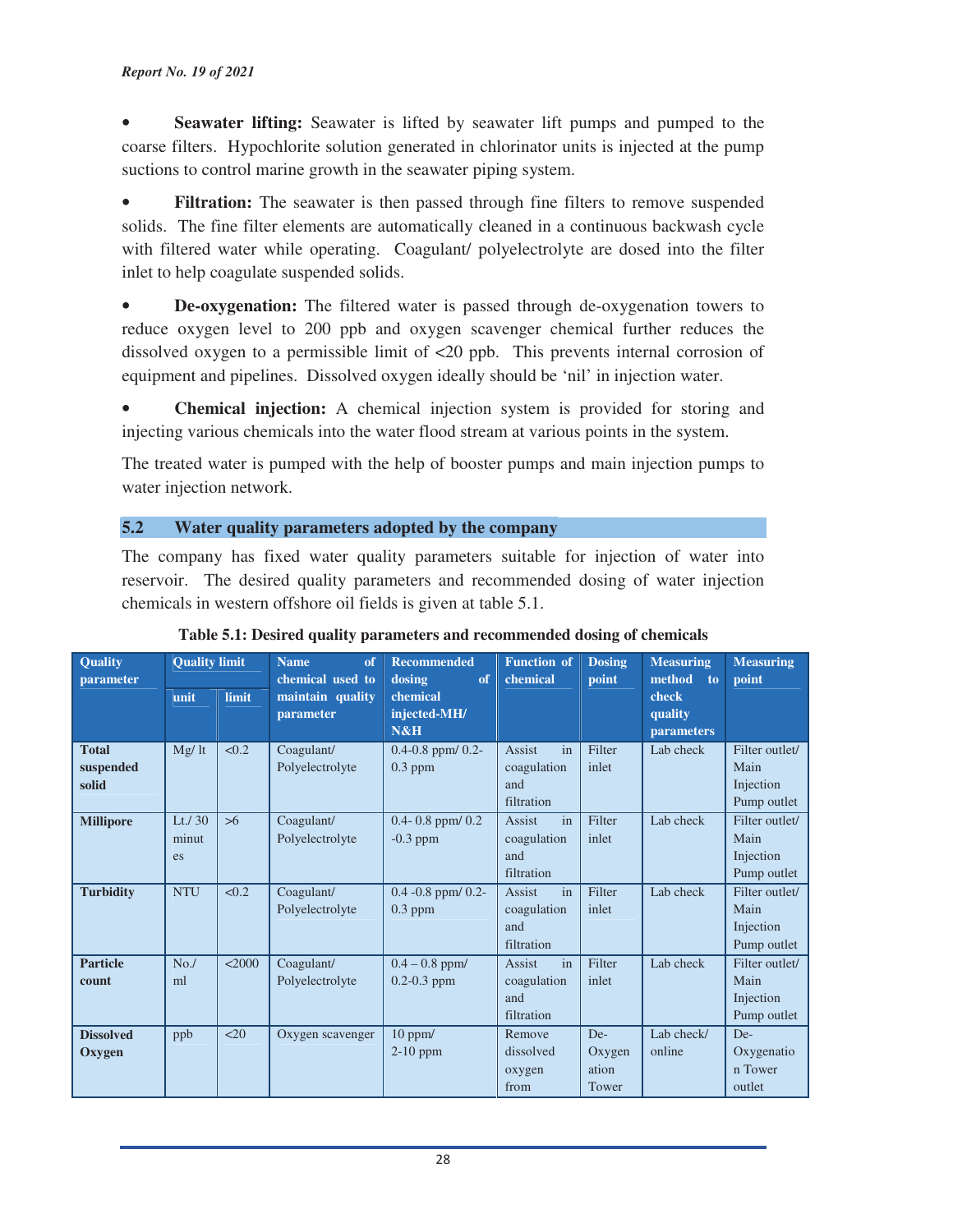- **Seawater lifting:** Seawater is lifted by seawater lift pumps and pumped to the coarse filters. Hypochlorite solution generated in chlorinator units is injected at the pump suctions to control marine growth in the seawater piping system.

- **Filtration:** The seawater is then passed through fine filters to remove suspended solids. The fine filter elements are automatically cleaned in a continuous backwash cycle with filtered water while operating. Coagulant/ polyelectrolyte are dosed into the filter inlet to help coagulate suspended solids.

- **De-oxygenation:** The filtered water is passed through de-oxygenation towers to reduce oxygen level to 200 ppb and oxygen scavenger chemical further reduces the dissolved oxygen to a permissible limit of <20 ppb. This prevents internal corrosion of equipment and pipelines. Dissolved oxygen ideally should be 'nil' in injection water.

- **Chemical injection:** A chemical injection system is provided for storing and injecting various chemicals into the water flood stream at various points in the system.

The treated water is pumped with the help of booster pumps and main injection pumps to water injection network.

## 5.2 Water quality parameters adopted by the company

The company has fixed water quality parameters suitable for injection of water into reservoir. The desired quality parameters and recommended dosing of water injection chemicals in western offshore oil fields is given at table 5.1.

**Table 5.1: Desired quality parameters and recommended dosing of chemicals**

| Quality parameter | Quality limit | | Name of chemical used to maintain quality parameter | Recommended dosing of chemical injected-MH/ N&H | Function of chemical | Dosing point | Measuring method to check quality parameters | Measuring point |
|---|---|---|---|---|---|---|---|---|
| | unit | limit | | | | | | |
| **Total suspended solid** | Mg/ lt | <0.2 | Coagulant/ Polyelectrolyte | 0.4-0.8 ppm/ 0.2-0.3 ppm | Assist in coagulation and filtration | Filter inlet | Lab check | Filter outlet/ Main Injection Pump outlet |
| **Millipore** | Lt./ 30 minutes | >6 | Coagulant/ Polyelectrolyte | 0.4- 0.8 ppm/ 0.2 -0.3 ppm | Assist in coagulation and filtration | Filter inlet | Lab check | Filter outlet/ Main Injection Pump outlet |
| **Turbidity** | NTU | <0.2 | Coagulant/ Polyelectrolyte | 0.4 -0.8 ppm/ 0.2-0.3 ppm | Assist in coagulation and filtration | Filter inlet | Lab check | Filter outlet/ Main Injection Pump outlet |
| **Particle count** | No./ ml | <2000 | Coagulant/ Polyelectrolyte | 0.4 – 0.8 ppm/ 0.2-0.3 ppm | Assist in coagulation and filtration | Filter inlet | Lab check | Filter outlet/ Main Injection Pump outlet |
| **Dissolved Oxygen** | ppb | <20 | Oxygen scavenger | 10 ppm/ 2-10 ppm | Remove dissolved oxygen from | De-Oxygenation Tower | Lab check/ online | De-Oxygenation Tower outlet |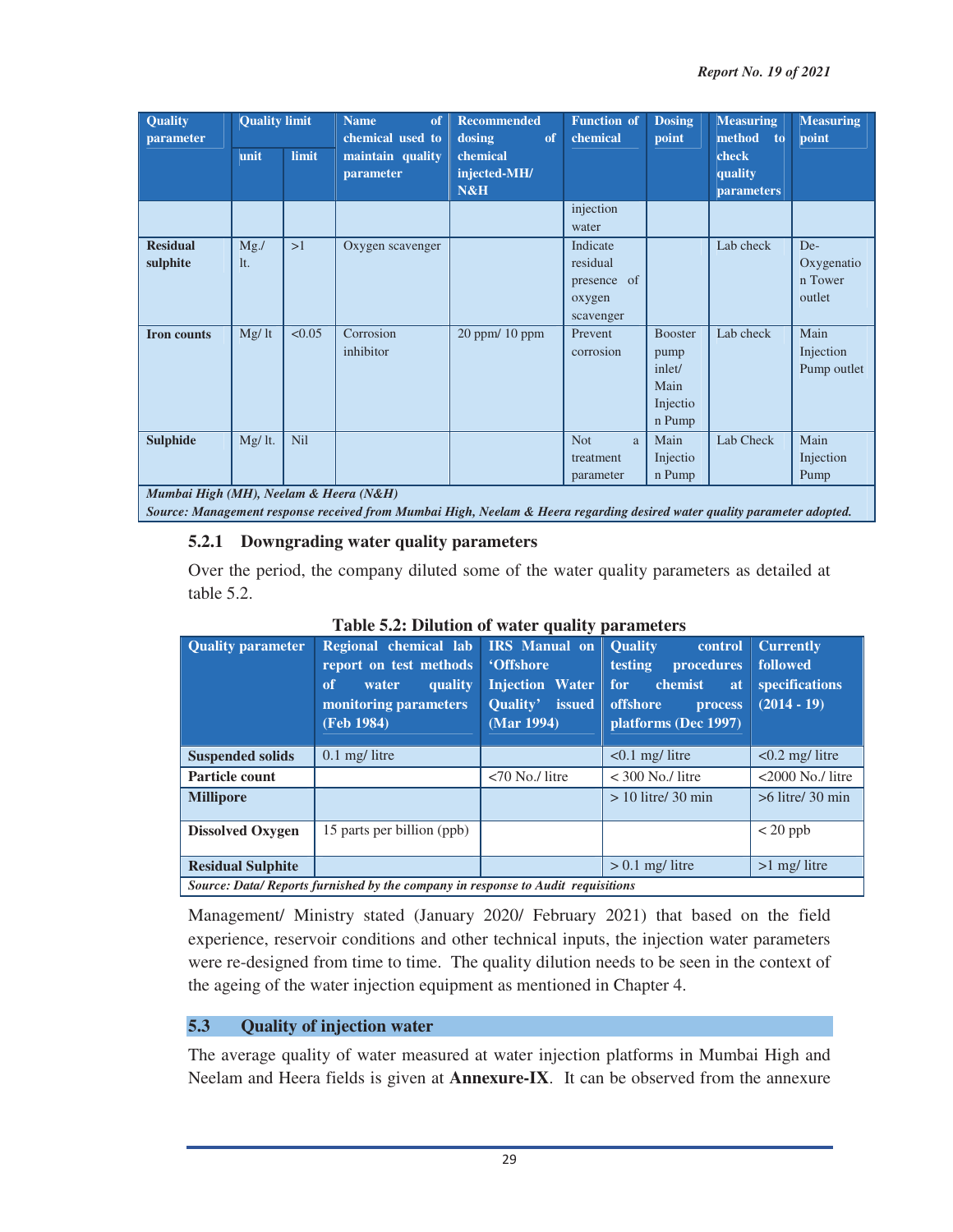| Quality parameter | Quality limit | | Name of chemical used to maintain quality parameter | Recommended dosing of chemical injected-MH/ N&H | Function of chemical | Dosing point | Measuring method to check quality parameters | Measuring point |
|---|---|---|---|---|---|---|---|---|
| | unit | limit | | | | | | |
| | | | | | injection water | | | |
| **Residual sulphite** | Mg./ lt. | >1 | Oxygen scavenger | | Indicate residual presence of oxygen scavenger | | Lab check | De-Oxygenation Tower outlet |
| **Iron counts** | Mg/ lt | <0.05 | Corrosion inhibitor | 20 ppm/ 10 ppm | Prevent corrosion | Booster pump inlet/ Main Injection Pump | Lab check | Main Injection Pump outlet |
| **Sulphide** | Mg/ lt. | Nil | | | Not a treatment parameter | Main Injection Pump | Lab Check | Main Injection Pump |

*Mumbai High (MH), Neelam & Heera (N&H)*
*Source: Management response received from Mumbai High, Neelam & Heera regarding desired water quality parameter adopted.*

### 5.2.1 Downgrading water quality parameters

Over the period, the company diluted some of the water quality parameters as detailed at table 5.2.

**Table 5.2: Dilution of water quality parameters**

| Quality parameter | Regional chemical lab report on test methods of water quality monitoring parameters (Feb 1984) | IRS Manual on 'Offshore Injection Water Quality' issued (Mar 1994) | Quality control testing procedures for chemist at offshore process platforms (Dec 1997) | Currently followed specifications (2014 - 19) |
|---|---|---|---|---|
| **Suspended solids** | 0.1 mg/ litre | | <0.1 mg/ litre | <0.2 mg/ litre |
| **Particle count** | | <70 No./ litre | < 300 No./ litre | <2000 No./ litre |
| **Millipore** | | | > 10 litre/ 30 min | >6 litre/ 30 min |
| **Dissolved Oxygen** | 15 parts per billion (ppb) | | | < 20 ppb |
| **Residual Sulphite** | | | > 0.1 mg/ litre | >1 mg/ litre |

*Source: Data/ Reports furnished by the company in response to Audit requisitions*

Management/ Ministry stated (January 2020/ February 2021) that based on the field experience, reservoir conditions and other technical inputs, the injection water parameters were re-designed from time to time. The quality dilution needs to be seen in the context of the ageing of the water injection equipment as mentioned in Chapter 4.

## 5.3 Quality of injection water

The average quality of water measured at water injection platforms in Mumbai High and Neelam and Heera fields is given at **Annexure-IX**. It can be observed from the annexure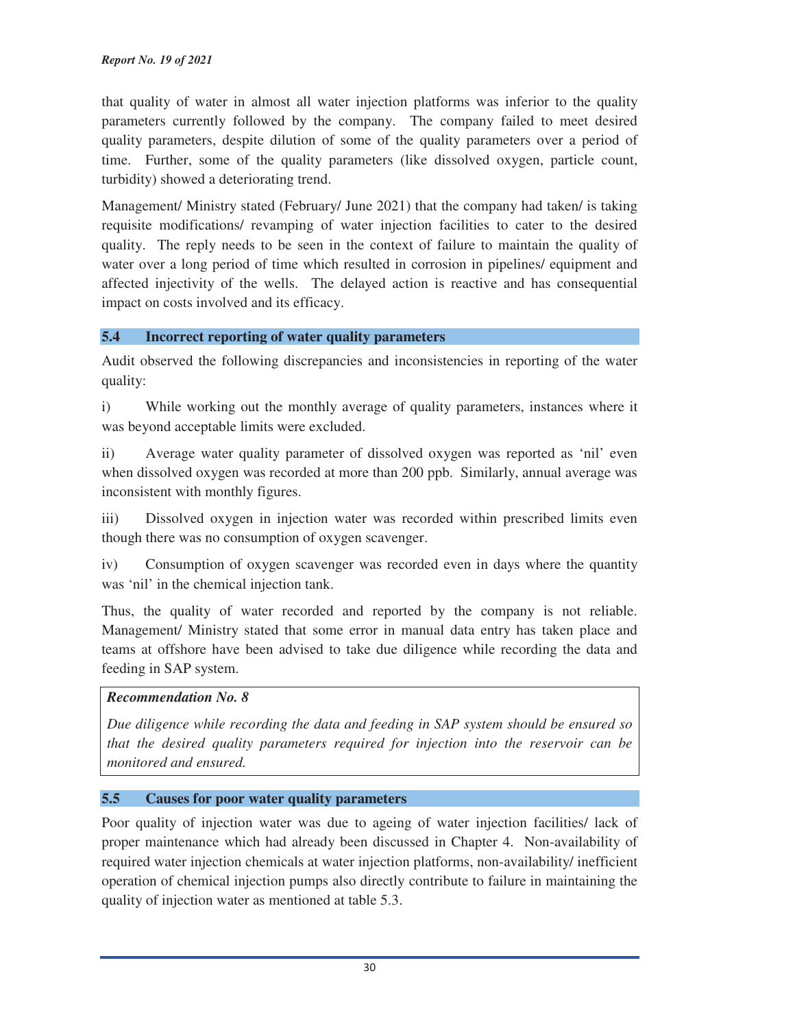that quality of water in almost all water injection platforms was inferior to the quality parameters currently followed by the company. The company failed to meet desired quality parameters, despite dilution of some of the quality parameters over a period of time. Further, some of the quality parameters (like dissolved oxygen, particle count, turbidity) showed a deteriorating trend.

Management/ Ministry stated (February/ June 2021) that the company had taken/ is taking requisite modifications/ revamping of water injection facilities to cater to the desired quality. The reply needs to be seen in the context of failure to maintain the quality of water over a long period of time which resulted in corrosion in pipelines/ equipment and affected injectivity of the wells. The delayed action is reactive and has consequential impact on costs involved and its efficacy.

## 5.4 Incorrect reporting of water quality parameters

Audit observed the following discrepancies and inconsistencies in reporting of the water quality:

i) While working out the monthly average of quality parameters, instances where it was beyond acceptable limits were excluded.

ii) Average water quality parameter of dissolved oxygen was reported as 'nil' even when dissolved oxygen was recorded at more than 200 ppb. Similarly, annual average was inconsistent with monthly figures.

iii) Dissolved oxygen in injection water was recorded within prescribed limits even though there was no consumption of oxygen scavenger.

iv) Consumption of oxygen scavenger was recorded even in days where the quantity was 'nil' in the chemical injection tank.

Thus, the quality of water recorded and reported by the company is not reliable. Management/ Ministry stated that some error in manual data entry has taken place and teams at offshore have been advised to take due diligence while recording the data and feeding in SAP system.

> ***Recommendation No. 8***
>
> *Due diligence while recording the data and feeding in SAP system should be ensured so that the desired quality parameters required for injection into the reservoir can be monitored and ensured.*

## 5.5 Causes for poor water quality parameters

Poor quality of injection water was due to ageing of water injection facilities/ lack of proper maintenance which had already been discussed in Chapter 4. Non-availability of required water injection chemicals at water injection platforms, non-availability/ inefficient operation of chemical injection pumps also directly contribute to failure in maintaining the quality of injection water as mentioned at table 5.3.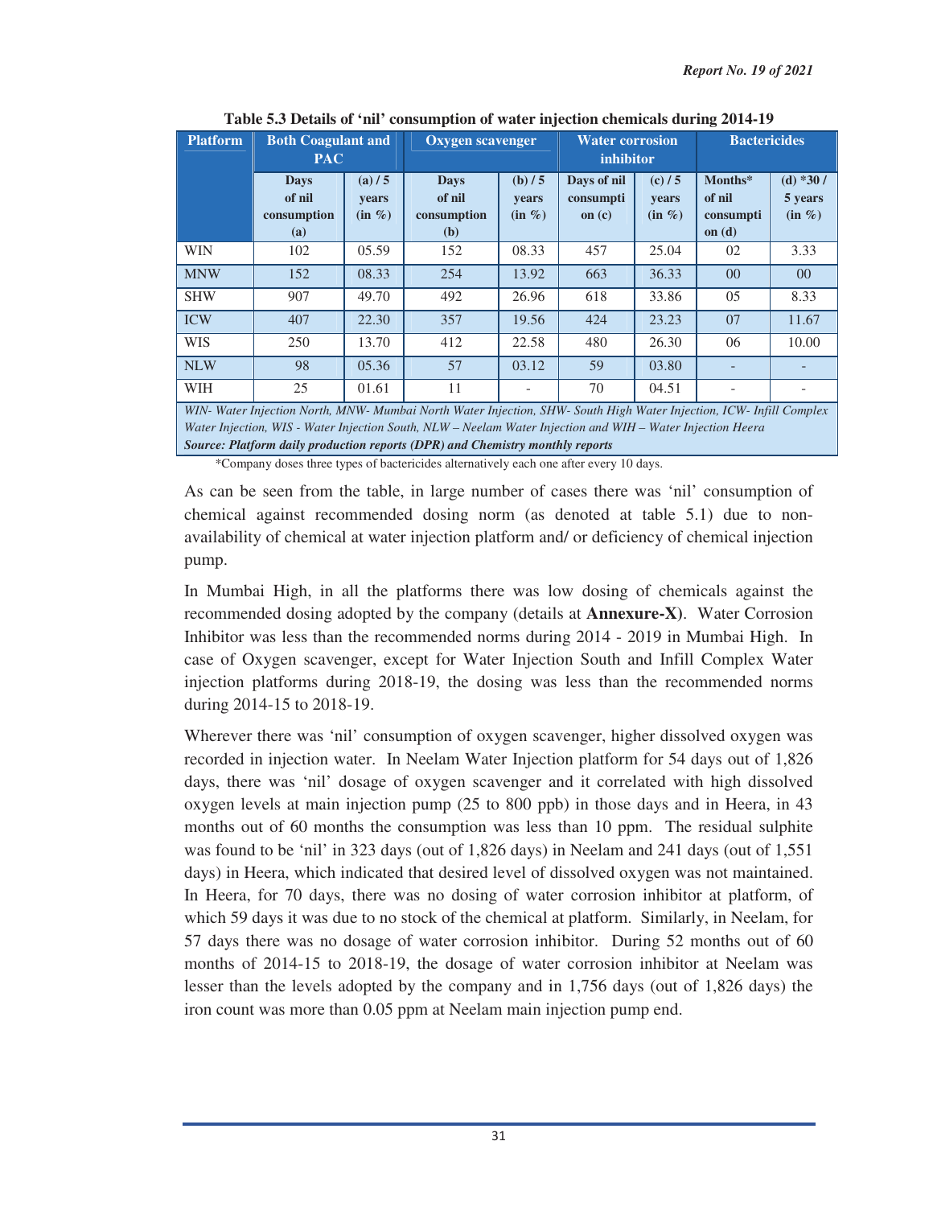**Table 5.3 Details of 'nil' consumption of water injection chemicals during 2014-19**

| Platform | Both Coagulant and PAC | | Oxygen scavenger | | Water corrosion inhibitor | | Bactericides | |
|---|---|---|---|---|---|---|---|---|
| | Days of nil consumption (a) | (a) / 5 years (in %) | Days of nil consumption (b) | (b) / 5 years (in %) | Days of nil consumption (c) | (c) / 5 years (in %) | Months* of nil consumption (d) | (d) *30 / 5 years (in %) |
| WIN | 102 | 05.59 | 152 | 08.33 | 457 | 25.04 | 02 | 3.33 |
| MNW | 152 | 08.33 | 254 | 13.92 | 663 | 36.33 | 00 | 00 |
| SHW | 907 | 49.70 | 492 | 26.96 | 618 | 33.86 | 05 | 8.33 |
| ICW | 407 | 22.30 | 357 | 19.56 | 424 | 23.23 | 07 | 11.67 |
| WIS | 250 | 13.70 | 412 | 22.58 | 480 | 26.30 | 06 | 10.00 |
| NLW | 98 | 05.36 | 57 | 03.12 | 59 | 03.80 | - | - |
| WIH | 25 | 01.61 | 11 | - | 70 | 04.51 | - | - |

*WIN- Water Injection North, MNW- Mumbai North Water Injection, SHW- South High Water Injection, ICW- Infill Complex Water Injection, WIS - Water Injection South, NLW – Neelam Water Injection and WIH – Water Injection Heera*

***Source: Platform daily production reports (DPR) and Chemistry monthly reports***

*Company doses three types of bactericides alternatively each one after every 10 days.

As can be seen from the table, in large number of cases there was 'nil' consumption of chemical against recommended dosing norm (as denoted at table 5.1) due to non-availability of chemical at water injection platform and/ or deficiency of chemical injection pump.

In Mumbai High, in all the platforms there was low dosing of chemicals against the recommended dosing adopted by the company (details at **Annexure-X**). Water Corrosion Inhibitor was less than the recommended norms during 2014 - 2019 in Mumbai High. In case of Oxygen scavenger, except for Water Injection South and Infill Complex Water injection platforms during 2018-19, the dosing was less than the recommended norms during 2014-15 to 2018-19.

Wherever there was 'nil' consumption of oxygen scavenger, higher dissolved oxygen was recorded in injection water. In Neelam Water Injection platform for 54 days out of 1,826 days, there was 'nil' dosage of oxygen scavenger and it correlated with high dissolved oxygen levels at main injection pump (25 to 800 ppb) in those days and in Heera, in 43 months out of 60 months the consumption was less than 10 ppm. The residual sulphite was found to be 'nil' in 323 days (out of 1,826 days) in Neelam and 241 days (out of 1,551 days) in Heera, which indicated that desired level of dissolved oxygen was not maintained. In Heera, for 70 days, there was no dosing of water corrosion inhibitor at platform, of which 59 days it was due to no stock of the chemical at platform. Similarly, in Neelam, for 57 days there was no dosage of water corrosion inhibitor. During 52 months out of 60 months of 2014-15 to 2018-19, the dosage of water corrosion inhibitor at Neelam was lesser than the levels adopted by the company and in 1,756 days (out of 1,826 days) the iron count was more than 0.05 ppm at Neelam main injection pump end.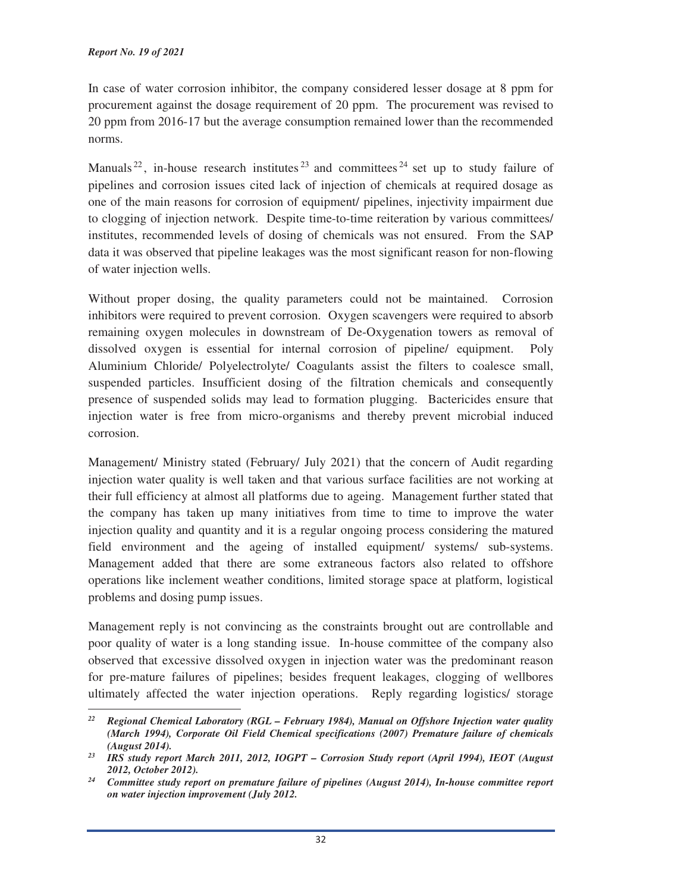In case of water corrosion inhibitor, the company considered lesser dosage at 8 ppm for procurement against the dosage requirement of 20 ppm. The procurement was revised to 20 ppm from 2016-17 but the average consumption remained lower than the recommended norms.

Manuals[22], in-house research institutes[23] and committees[24] set up to study failure of pipelines and corrosion issues cited lack of injection of chemicals at required dosage as one of the main reasons for corrosion of equipment/ pipelines, injectivity impairment due to clogging of injection network. Despite time-to-time reiteration by various committees/ institutes, recommended levels of dosing of chemicals was not ensured. From the SAP data it was observed that pipeline leakages was the most significant reason for non-flowing of water injection wells.

Without proper dosing, the quality parameters could not be maintained. Corrosion inhibitors were required to prevent corrosion. Oxygen scavengers were required to absorb remaining oxygen molecules in downstream of De-Oxygenation towers as removal of dissolved oxygen is essential for internal corrosion of pipeline/ equipment. Poly Aluminium Chloride/ Polyelectrolyte/ Coagulants assist the filters to coalesce small, suspended particles. Insufficient dosing of the filtration chemicals and consequently presence of suspended solids may lead to formation plugging. Bactericides ensure that injection water is free from micro-organisms and thereby prevent microbial induced corrosion.

Management/ Ministry stated (February/ July 2021) that the concern of Audit regarding injection water quality is well taken and that various surface facilities are not working at their full efficiency at almost all platforms due to ageing. Management further stated that the company has taken up many initiatives from time to time to improve the water injection quality and quantity and it is a regular ongoing process considering the matured field environment and the ageing of installed equipment/ systems/ sub-systems. Management added that there are some extraneous factors also related to offshore operations like inclement weather conditions, limited storage space at platform, logistical problems and dosing pump issues.

Management reply is not convincing as the constraints brought out are controllable and poor quality of water is a long standing issue. In-house committee of the company also observed that excessive dissolved oxygen in injection water was the predominant reason for pre-mature failures of pipelines; besides frequent leakages, clogging of wellbores ultimately affected the water injection operations. Reply regarding logistics/ storage

---

[22] ***Regional Chemical Laboratory (RGL – February 1984), Manual on Offshore Injection water quality (March 1994), Corporate Oil Field Chemical specifications (2007) Premature failure of chemicals (August 2014).***

[23] ***IRS study report March 2011, 2012, IOGPT – Corrosion Study report (April 1994), IEOT (August 2012, October 2012).***

[24] ***Committee study report on premature failure of pipelines (August 2014), In-house committee report on water injection improvement (July 2012.***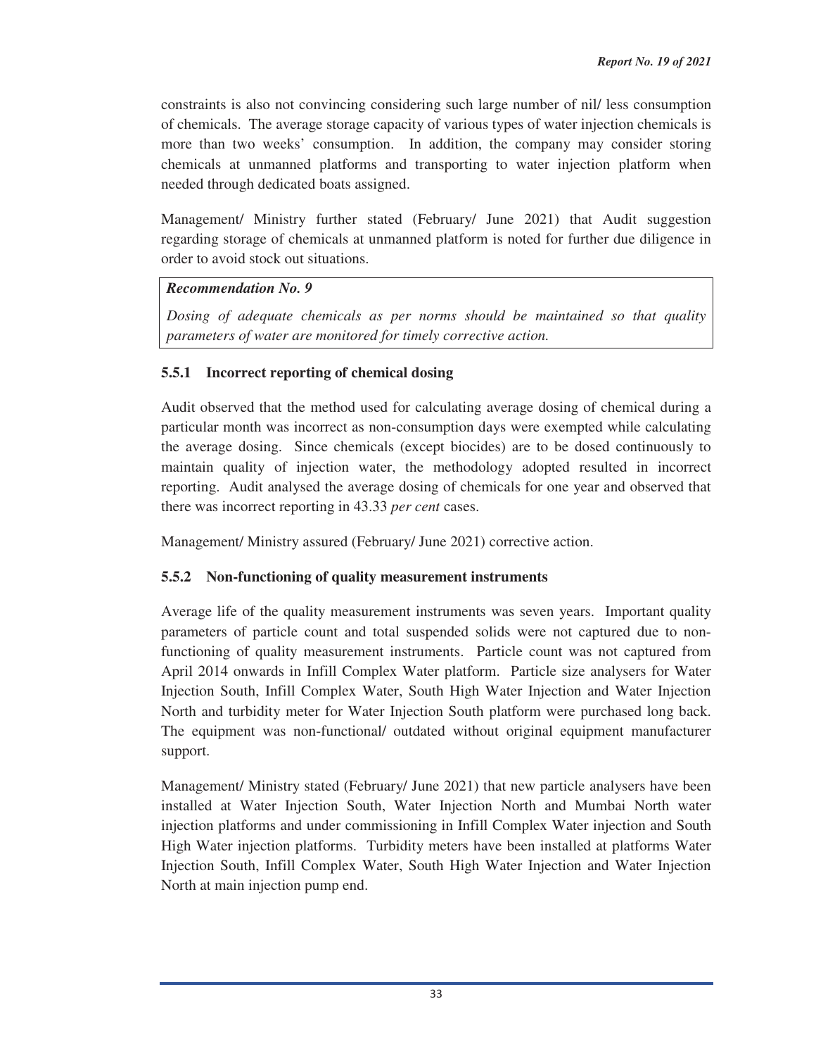constraints is also not convincing considering such large number of nil/ less consumption of chemicals. The average storage capacity of various types of water injection chemicals is more than two weeks' consumption. In addition, the company may consider storing chemicals at unmanned platforms and transporting to water injection platform when needed through dedicated boats assigned.

Management/ Ministry further stated (February/ June 2021) that Audit suggestion regarding storage of chemicals at unmanned platform is noted for further due diligence in order to avoid stock out situations.

> ***Recommendation No. 9***
>
> *Dosing of adequate chemicals as per norms should be maintained so that quality parameters of water are monitored for timely corrective action.*

### 5.5.1 Incorrect reporting of chemical dosing

Audit observed that the method used for calculating average dosing of chemical during a particular month was incorrect as non-consumption days were exempted while calculating the average dosing. Since chemicals (except biocides) are to be dosed continuously to maintain quality of injection water, the methodology adopted resulted in incorrect reporting. Audit analysed the average dosing of chemicals for one year and observed that there was incorrect reporting in 43.33 *per cent* cases.

Management/ Ministry assured (February/ June 2021) corrective action.

### 5.5.2 Non-functioning of quality measurement instruments

Average life of the quality measurement instruments was seven years. Important quality parameters of particle count and total suspended solids were not captured due to non-functioning of quality measurement instruments. Particle count was not captured from April 2014 onwards in Infill Complex Water platform. Particle size analysers for Water Injection South, Infill Complex Water, South High Water Injection and Water Injection North and turbidity meter for Water Injection South platform were purchased long back. The equipment was non-functional/ outdated without original equipment manufacturer support.

Management/ Ministry stated (February/ June 2021) that new particle analysers have been installed at Water Injection South, Water Injection North and Mumbai North water injection platforms and under commissioning in Infill Complex Water injection and South High Water injection platforms. Turbidity meters have been installed at platforms Water Injection South, Infill Complex Water, South High Water Injection and Water Injection North at main injection pump end.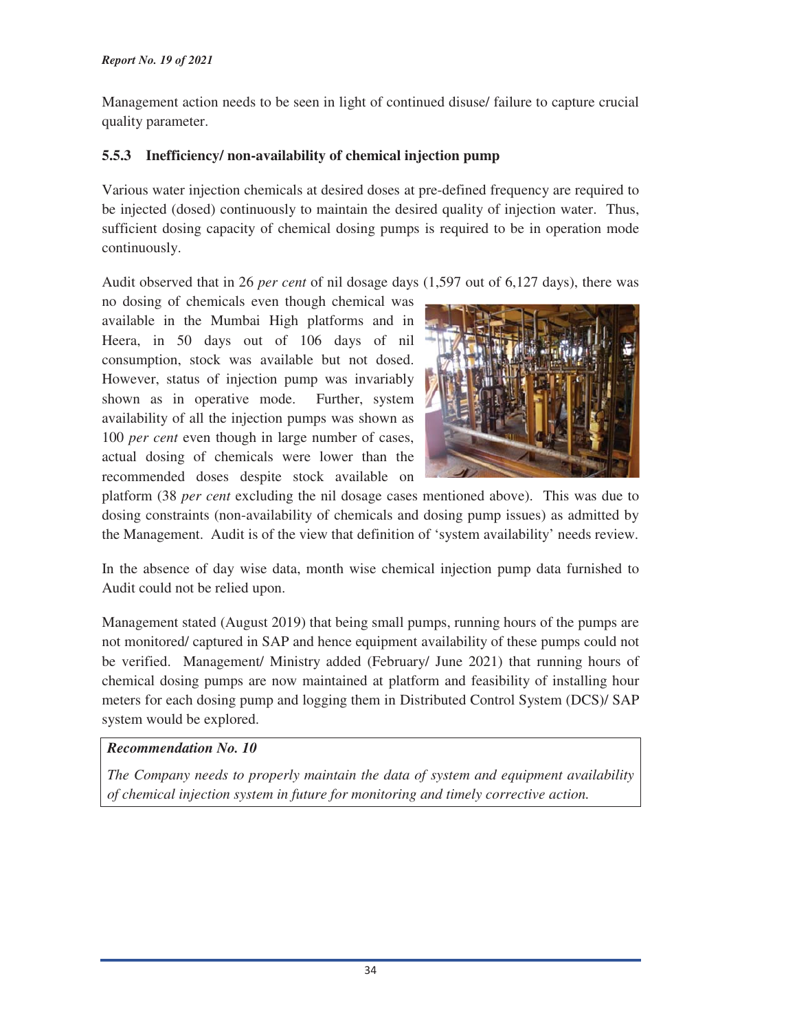Management action needs to be seen in light of continued disuse/ failure to capture crucial quality parameter.

### 5.5.3 Inefficiency/ non-availability of chemical injection pump

Various water injection chemicals at desired doses at pre-defined frequency are required to be injected (dosed) continuously to maintain the desired quality of injection water. Thus, sufficient dosing capacity of chemical dosing pumps is required to be in operation mode continuously.

Audit observed that in 26 *per cent* of nil dosage days (1,597 out of 6,127 days), there was no dosing of chemicals even though chemical was available in the Mumbai High platforms and in Heera, in 50 days out of 106 days of nil consumption, stock was available but not dosed. However, status of injection pump was invariably shown as in operative mode. Further, system availability of all the injection pumps was shown as 100 *per cent* even though in large number of cases, actual dosing of chemicals were lower than the recommended doses despite stock available on platform (38 *per cent* excluding the nil dosage cases mentioned above). This was due to dosing constraints (non-availability of chemicals and dosing pump issues) as admitted by the Management. Audit is of the view that definition of 'system availability' needs review.

In the absence of day wise data, month wise chemical injection pump data furnished to Audit could not be relied upon.

Management stated (August 2019) that being small pumps, running hours of the pumps are not monitored/ captured in SAP and hence equipment availability of these pumps could not be verified. Management/ Ministry added (February/ June 2021) that running hours of chemical dosing pumps are now maintained at platform and feasibility of installing hour meters for each dosing pump and logging them in Distributed Control System (DCS)/ SAP system would be explored.

> ***Recommendation No. 10***
>
> *The Company needs to properly maintain the data of system and equipment availability of chemical injection system in future for monitoring and timely corrective action.*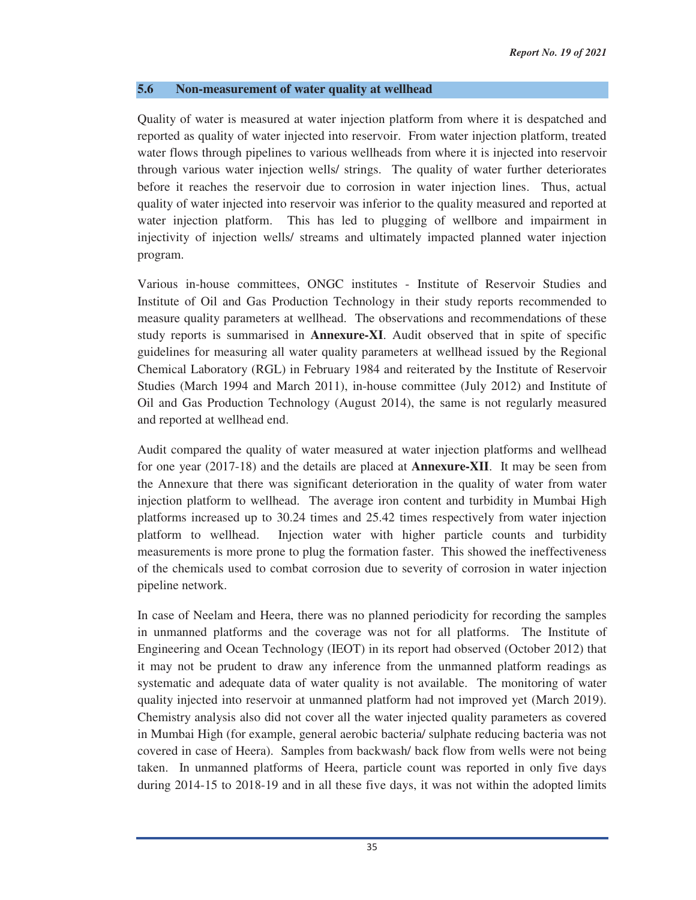## 5.6 Non-measurement of water quality at wellhead

Quality of water is measured at water injection platform from where it is despatched and reported as quality of water injected into reservoir. From water injection platform, treated water flows through pipelines to various wellheads from where it is injected into reservoir through various water injection wells/ strings. The quality of water further deteriorates before it reaches the reservoir due to corrosion in water injection lines. Thus, actual quality of water injected into reservoir was inferior to the quality measured and reported at water injection platform. This has led to plugging of wellbore and impairment in injectivity of injection wells/ streams and ultimately impacted planned water injection program.

Various in-house committees, ONGC institutes - Institute of Reservoir Studies and Institute of Oil and Gas Production Technology in their study reports recommended to measure quality parameters at wellhead. The observations and recommendations of these study reports is summarised in **Annexure-XI**. Audit observed that in spite of specific guidelines for measuring all water quality parameters at wellhead issued by the Regional Chemical Laboratory (RGL) in February 1984 and reiterated by the Institute of Reservoir Studies (March 1994 and March 2011), in-house committee (July 2012) and Institute of Oil and Gas Production Technology (August 2014), the same is not regularly measured and reported at wellhead end.

Audit compared the quality of water measured at water injection platforms and wellhead for one year (2017-18) and the details are placed at **Annexure-XII**. It may be seen from the Annexure that there was significant deterioration in the quality of water from water injection platform to wellhead. The average iron content and turbidity in Mumbai High platforms increased up to 30.24 times and 25.42 times respectively from water injection platform to wellhead. Injection water with higher particle counts and turbidity measurements is more prone to plug the formation faster. This showed the ineffectiveness of the chemicals used to combat corrosion due to severity of corrosion in water injection pipeline network.

In case of Neelam and Heera, there was no planned periodicity for recording the samples in unmanned platforms and the coverage was not for all platforms. The Institute of Engineering and Ocean Technology (IEOT) in its report had observed (October 2012) that it may not be prudent to draw any inference from the unmanned platform readings as systematic and adequate data of water quality is not available. The monitoring of water quality injected into reservoir at unmanned platform had not improved yet (March 2019). Chemistry analysis also did not cover all the water injected quality parameters as covered in Mumbai High (for example, general aerobic bacteria/ sulphate reducing bacteria was not covered in case of Heera). Samples from backwash/ back flow from wells were not being taken. In unmanned platforms of Heera, particle count was reported in only five days during 2014-15 to 2018-19 and in all these five days, it was not within the adopted limits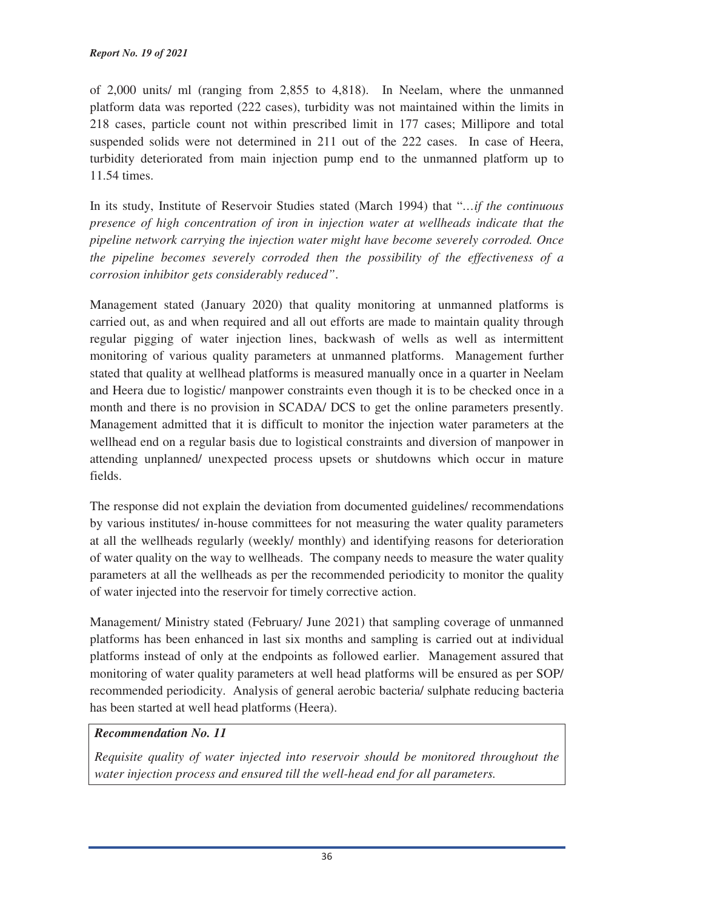of 2,000 units/ ml (ranging from 2,855 to 4,818). In Neelam, where the unmanned platform data was reported (222 cases), turbidity was not maintained within the limits in 218 cases, particle count not within prescribed limit in 177 cases; Millipore and total suspended solids were not determined in 211 out of the 222 cases. In case of Heera, turbidity deteriorated from main injection pump end to the unmanned platform up to 11.54 times.

In its study, Institute of Reservoir Studies stated (March 1994) that "*…if the continuous presence of high concentration of iron in injection water at wellheads indicate that the pipeline network carrying the injection water might have become severely corroded. Once the pipeline becomes severely corroded then the possibility of the effectiveness of a corrosion inhibitor gets considerably reduced*".

Management stated (January 2020) that quality monitoring at unmanned platforms is carried out, as and when required and all out efforts are made to maintain quality through regular pigging of water injection lines, backwash of wells as well as intermittent monitoring of various quality parameters at unmanned platforms. Management further stated that quality at wellhead platforms is measured manually once in a quarter in Neelam and Heera due to logistic/ manpower constraints even though it is to be checked once in a month and there is no provision in SCADA/ DCS to get the online parameters presently. Management admitted that it is difficult to monitor the injection water parameters at the wellhead end on a regular basis due to logistical constraints and diversion of manpower in attending unplanned/ unexpected process upsets or shutdowns which occur in mature fields.

The response did not explain the deviation from documented guidelines/ recommendations by various institutes/ in-house committees for not measuring the water quality parameters at all the wellheads regularly (weekly/ monthly) and identifying reasons for deterioration of water quality on the way to wellheads. The company needs to measure the water quality parameters at all the wellheads as per the recommended periodicity to monitor the quality of water injected into the reservoir for timely corrective action.

Management/ Ministry stated (February/ June 2021) that sampling coverage of unmanned platforms has been enhanced in last six months and sampling is carried out at individual platforms instead of only at the endpoints as followed earlier. Management assured that monitoring of water quality parameters at well head platforms will be ensured as per SOP/ recommended periodicity. Analysis of general aerobic bacteria/ sulphate reducing bacteria has been started at well head platforms (Heera).

> ***Recommendation No. 11***
>
> *Requisite quality of water injected into reservoir should be monitored throughout the water injection process and ensured till the well-head end for all parameters.*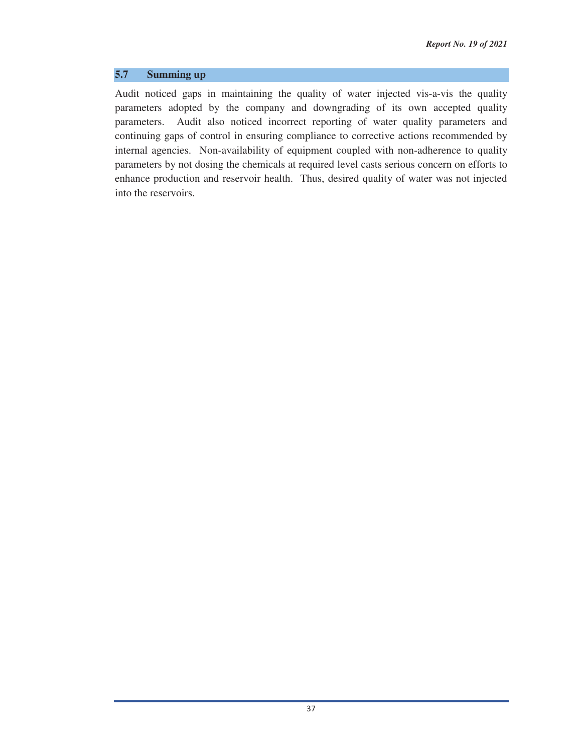## 5.7 Summing up

Audit noticed gaps in maintaining the quality of water injected vis-a-vis the quality parameters adopted by the company and downgrading of its own accepted quality parameters. Audit also noticed incorrect reporting of water quality parameters and continuing gaps of control in ensuring compliance to corrective actions recommended by internal agencies. Non-availability of equipment coupled with non-adherence to quality parameters by not dosing the chemicals at required level casts serious concern on efforts to enhance production and reservoir health. Thus, desired quality of water was not injected into the reservoirs.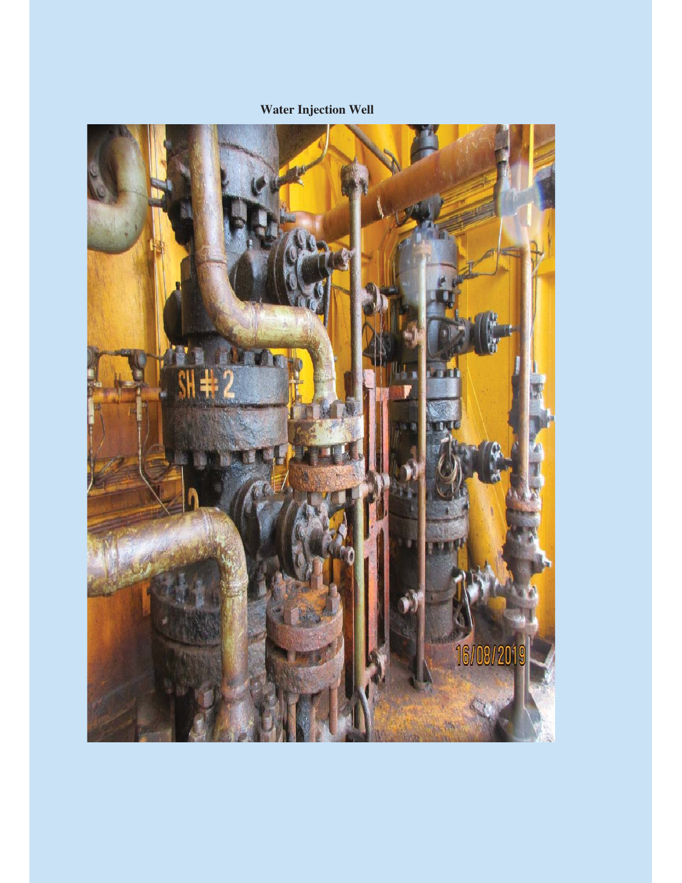**Water Injection Well**